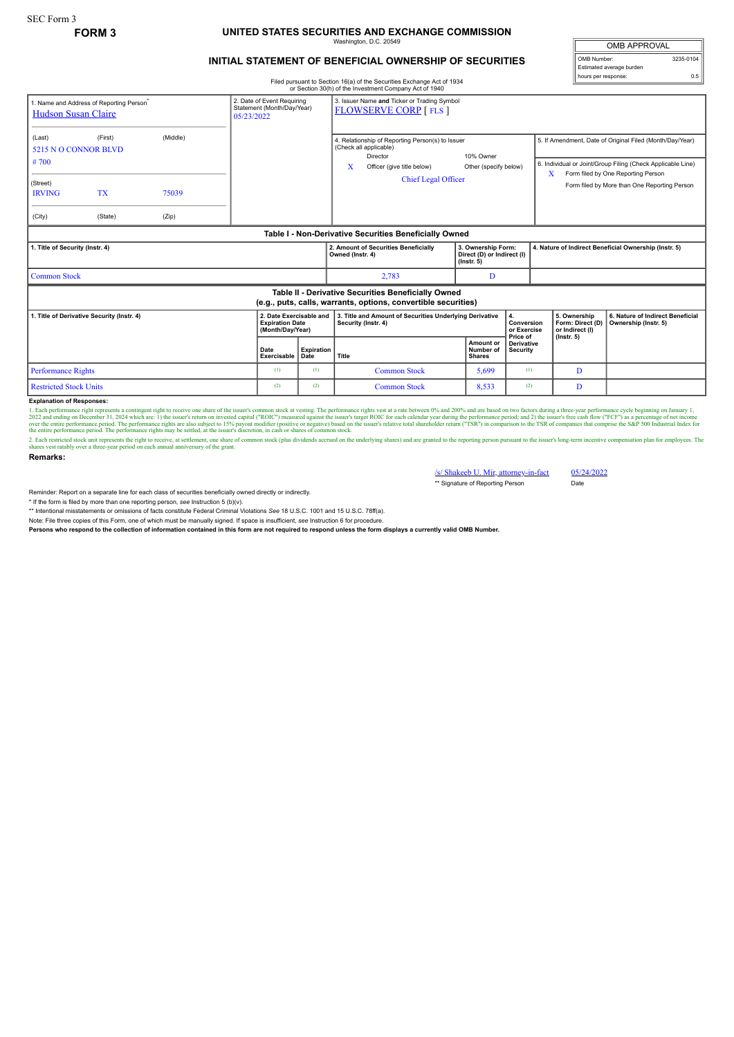SEC Form 3

**FORM 3**

# UNITED STATES SECURITIES AND EXCHANGE COMMISSION

Washington, D.C. 20549

## INITIAL STATEMENT OF BENEFICIAL OWNERSHIP OF SECURITIES

Filed pursuant to Section 16(a) of the Securities Exchange Act of 1934 or Section 30(h) of the Investment Company Act of 1940

| OMB APPROVAL | |
|---|---|
| OMB Number: | 3235-0104 |
| Estimated average burden | |
| hours per response: | 0.5 |

1. Name and Address of Reporting Person*
Hudson Susan Claire

(Last) (First) (Middle)
5215 N O CONNOR BLVD
# 700

(Street)
IRVING TX 75039

(City) (State) (Zip)

2. Date of Event Requiring Statement (Month/Day/Year)
05/23/2022

3. Issuer Name and Ticker or Trading Symbol
FLOWSERVE CORP [ FLS ]

4. Relationship of Reporting Person(s) to Issuer (Check all applicable)
Director
10% Owner
X Officer (give title below)
Other (specify below)
Chief Legal Officer

5. If Amendment, Date of Original Filed (Month/Day/Year)

6. Individual or Joint/Group Filing (Check Applicable Line)
X Form filed by One Reporting Person
Form filed by More than One Reporting Person

### Table I - Non-Derivative Securities Beneficially Owned

| 1. Title of Security (Instr. 4) | 2. Amount of Securities Beneficially Owned (Instr. 4) | 3. Ownership Form: Direct (D) or Indirect (I) (Instr. 5) | 4. Nature of Indirect Beneficial Ownership (Instr. 5) |
|---|---|---|---|
| Common Stock | 2,783 | D | |

### Table II - Derivative Securities Beneficially Owned (e.g., puts, calls, warrants, options, convertible securities)

| 1. Title of Derivative Security (Instr. 4) | 2. Date Exercisable and Expiration Date (Month/Day/Year) | | 3. Title and Amount of Securities Underlying Derivative Security (Instr. 4) | | 4. Conversion or Exercise Price of Derivative Security | 5. Ownership Form: Direct (D) or Indirect (I) (Instr. 5) | 6. Nature of Indirect Beneficial Ownership (Instr. 5) |
|---|---|---|---|---|---|---|---|
| | Date Exercisable | Expiration Date | Title | Amount or Number of Shares | | | |
| Performance Rights | (1) | (1) | Common Stock | 5,699 | (1) | D | |
| Restricted Stock Units | (2) | (2) | Common Stock | 8,533 | (2) | D | |

**Explanation of Responses:**

1. Each performance right represents a contingent right to receive one share of the issuer's common stock at vesting. The performance rights vest at a rate between 0% and 200% and are based on two factors during a three-year performance cycle beginning on January 1, 2022 and ending on December 31, 2024 which are: 1) the issuer's return on invested capital ("ROIC") measured against the issuer's target ROIC for each calendar year during the performance period; and 2) the issuer's free cash flow ("FCF") as a percentage of net income over the entire performance period. The performance rights are also subject to 15% payout modifier (positive or negative) based on the issuer's relative total shareholder return ("TSR") in comparison to the TSR of companies that comprise the S&P 500 Industrial Index for the entire performance period. The performance rights may be settled, at the issuer's discretion, in cash or shares of common stock.

2. Each restricted stock unit represents the right to receive, at settlement, one share of common stock (plus dividends accrued on the underlying shares) and are granted to the reporting person pursuant to the issuer's long-term incentive compensation plan for employees. The shares vest ratably over a three-year period on each annual anniversary of the grant.

**Remarks:**

/s/ Shakeeb U. Mir, attorney-in-fact — 05/24/2022

** Signature of Reporting Person — Date

Reminder: Report on a separate line for each class of securities beneficially owned directly or indirectly.

\* If the form is filed by more than one reporting person, *see* Instruction 5 (b)(v).

\** Intentional misstatements or omissions of facts constitute Federal Criminal Violations *See* 18 U.S.C. 1001 and 15 U.S.C. 78ff(a).

Note: File three copies of this Form, one of which must be manually signed. If space is insufficient, *see* Instruction 6 for procedure.

**Persons who respond to the collection of information contained in this form are not required to respond unless the form displays a currently valid OMB Number.**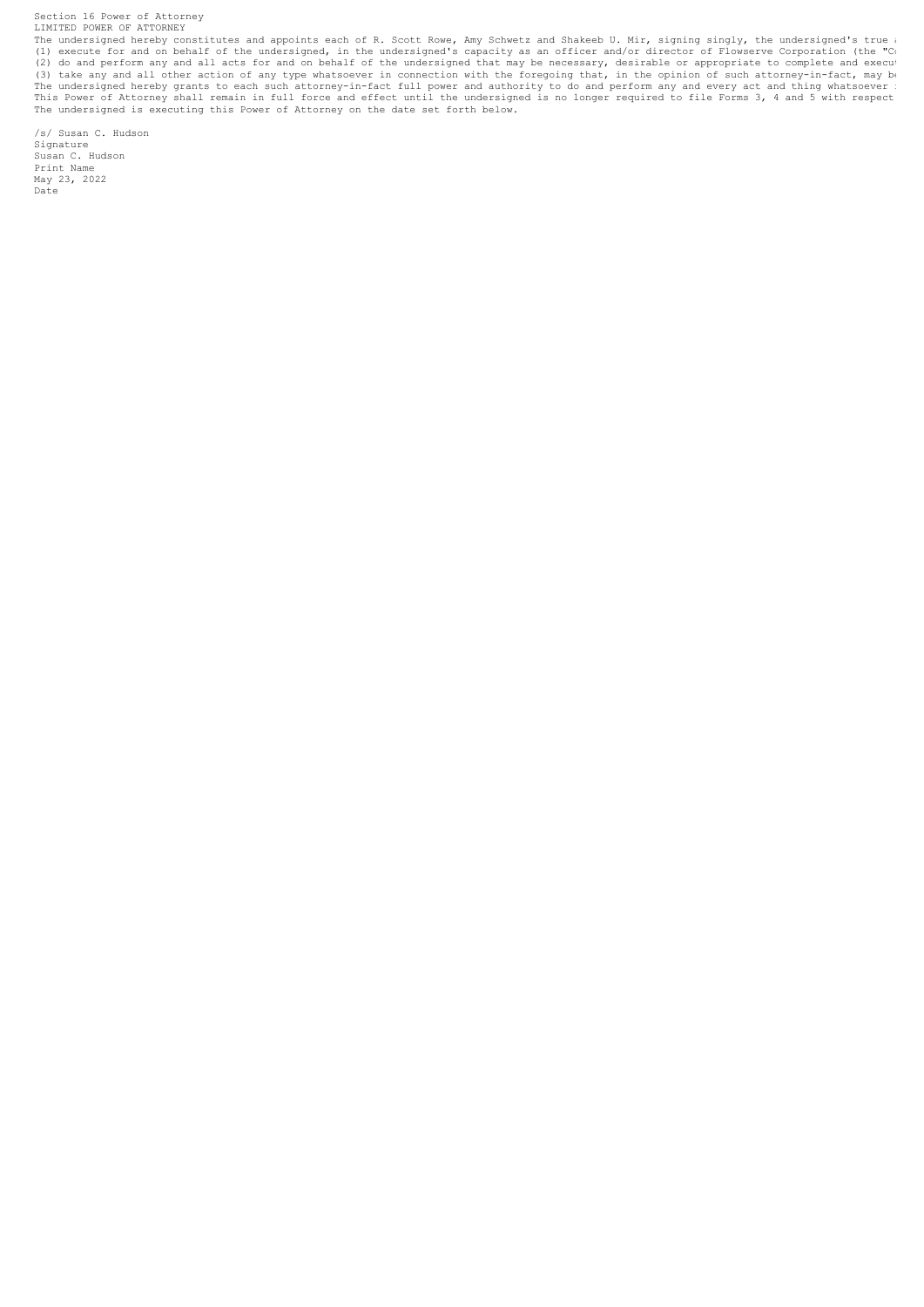Section 16 Power of Attorney

LIMITED POWER OF ATTORNEY

The undersigned hereby constitutes and appoints each of R. Scott Rowe, Amy Schwetz and Shakeeb U. Mir, signing singly, the undersigned's true a

(1) execute for and on behalf of the undersigned, in the undersigned's capacity as an officer and/or director of Flowserve Corporation (the "Co

(2) do and perform any and all acts for and on behalf of the undersigned that may be necessary, desirable or appropriate to complete and execu

(3) take any and all other action of any type whatsoever in connection with the foregoing that, in the opinion of such attorney-in-fact, may be

The undersigned hereby grants to each such attorney-in-fact full power and authority to do and perform any and every act and thing whatsoever

This Power of Attorney shall remain in full force and effect until the undersigned is no longer required to file Forms 3, 4 and 5 with respect

The undersigned is executing this Power of Attorney on the date set forth below.

/s/ Susan C. Hudson

Signature

Susan C. Hudson

Print Name

May 23, 2022

Date